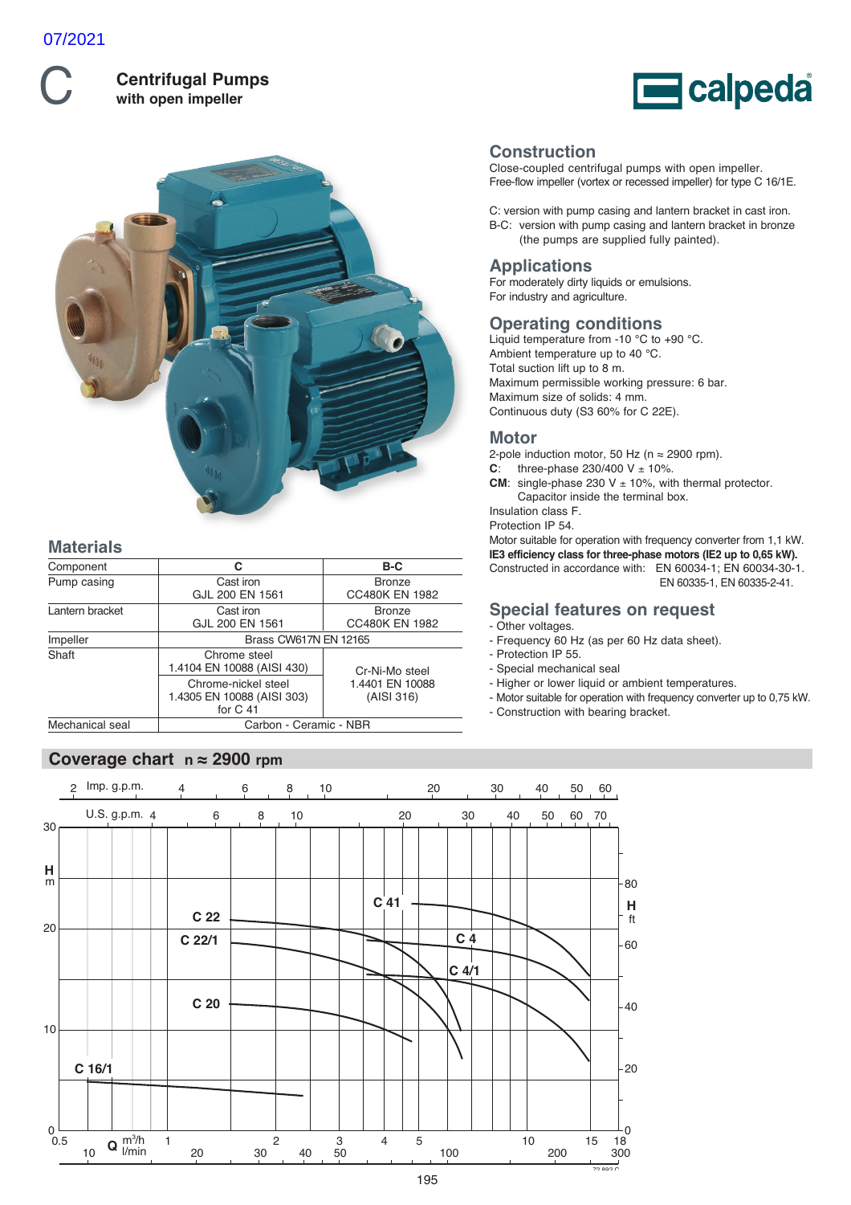07/2021

# C Centrifugal Pumps with open impeller

calpeda

## Construction

Close-coupled centrifugal pumps with open impeller.
Free-flow impeller (vortex or recessed impeller) for type C 16/1E.

C: version with pump casing and lantern bracket in cast iron.
B-C: version with pump casing and lantern bracket in bronze (the pumps are supplied fully painted).

## Applications

For moderately dirty liquids or emulsions.
For industry and agriculture.

## Operating conditions

Liquid temperature from -10 °C to +90 °C.
Ambient temperature up to 40 °C.
Total suction lift up to 8 m.
Maximum permissible working pressure: 6 bar.
Maximum size of solids: 4 mm.
Continuous duty (S3 60% for C 22E).

## Motor

2-pole induction motor, 50 Hz (n ≈ 2900 rpm).
**C**: three-phase 230/400 V ± 10%.
**CM**: single-phase 230 V ± 10%, with thermal protector. Capacitor inside the terminal box.
Insulation class F.
Protection IP 54.
Motor suitable for operation with frequency converter from 1,1 kW.
**IE3 efficiency class for three-phase motors (IE2 up to 0,65 kW).**
Constructed in accordance with: EN 60034-1; EN 60034-30-1. EN 60335-1, EN 60335-2-41.

## Special features on request

- Other voltages.
- Frequency 60 Hz (as per 60 Hz data sheet).
- Protection IP 55.
- Special mechanical seal
- Higher or lower liquid or ambient temperatures.
- Motor suitable for operation with frequency converter up to 0,75 kW.
- Construction with bearing bracket.

## Materials

| Component | C | B-C |
|---|---|---|
| Pump casing | Cast iron GJL 200 EN 1561 | Bronze CC480K EN 1982 |
| Lantern bracket | Cast iron GJL 200 EN 1561 | Bronze CC480K EN 1982 |
| Impeller | Brass CW617N EN 12165 | |
| Shaft | Chrome steel 1.4104 EN 10088 (AISI 430); Chrome-nickel steel 1.4305 EN 10088 (AISI 303) for C 41 | Cr-Ni-Mo steel 1.4401 EN 10088 (AISI 316) |
| Mechanical seal | Carbon - Ceramic - NBR | |

## Coverage chart n ≈ 2900 rpm

Curves: C 16/1, C 20, C 22, C 22/1, C 41, C 4, C 4/1

H (m): 0 – 30; H (ft): 0 – 80
Q: 0.5 – 18 m³/h; 10 – 300 l/min; Imp. g.p.m. 2 – 60; U.S. g.p.m. 4 – 70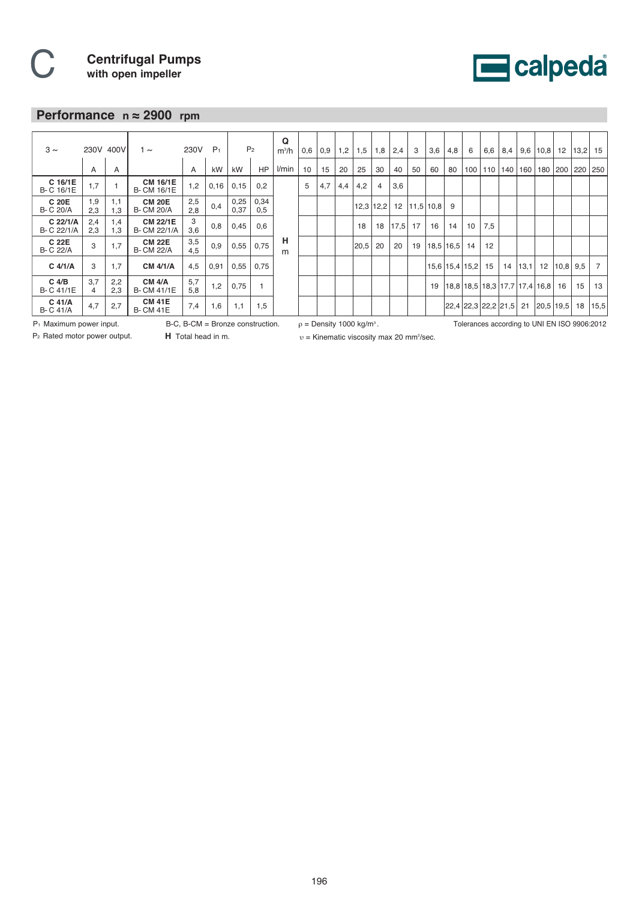# C Centrifugal Pumps
## with open impeller

## Performance n ≈ 2900 rpm

| 3 ~ | 230V | 400V | 1 ~ | 230V | $P_1$ | $P_2$ | | Q $m^3/h$ | 0,6 | 0,9 | 1,2 | 1,5 | 1,8 | 2,4 | 3 | 3,6 | 4,8 | 6 | 6,6 | 8,4 | 9,6 | 10,8 | 12 | 13,2 | 15 |
|---|---|---|---|---|---|---|---|---|---|---|---|---|---|---|---|---|---|---|---|---|---|---|---|---|---|
| | A | A | | A | kW | kW | HP | l/min | 10 | 15 | 20 | 25 | 30 | 40 | 50 | 60 | 80 | 100 | 110 | 140 | 160 | 180 | 200 | 220 | 250 |
| **C 16/1E** B- C 16/1E | 1,7 | 1 | **CM 16/1E** B- CM 16/1E | 1,2 | 0,16 | 0,15 | 0,2 | | 5 | 4,7 | 4,4 | 4,2 | 4 | 3,6 | | | | | | | | | | | |
| **C 20E** B- C 20/A | 1,9 2,3 | 1,1 1,3 | **CM 20E** B- CM 20/A | 2,5 2,8 | 0,4 | 0,25 0,37 | 0,34 0,5 | | | | | 12,3 | 12,2 | 12 | 11,5 | 10,8 | 9 | | | | | | | | |
| **C 22/1/A** B- C 22/1/A | 2,4 2,3 | 1,4 1,3 | **CM 22/1E** B- CM 22/1/A | 3 3,6 | 0,8 | 0,45 | 0,6 | | | | | 18 | 18 | 17,5 | 17 | 16 | 14 | 10 | 7,5 | | | | | | |
| **C 22E** B- C 22/A | 3 | 1,7 | **CM 22E** B- CM 22/A | 3,5 4,5 | 0,9 | 0,55 | 0,75 | **H** m | | | | 20,5 | 20 | 20 | 19 | 18,5 | 16,5 | 14 | 12 | | | | | | |
| **C 4/1/A** | 3 | 1,7 | **CM 4/1/A** | 4,5 | 0,91 | 0,55 | 0,75 | | | | | | | | | 15,6 | 15,4 | 15,2 | 15 | 14 | 13,1 | 12 | 10,8 | 9,5 | 7 |
| **C 4/B** B- C 41/1E | 3,7 4 | 2,2 2,3 | **CM 4/A** B- CM 41/1E | 5,7 5,8 | 1,2 | 0,75 | 1 | | | | | | | | | 19 | 18,8 | 18,5 | 18,3 | 17,7 | 17,4 | 16,8 | 16 | 15 | 13 |
| **C 41/A** B- C 41/A | 4,7 | 2,7 | **CM 41E** B- CM 41E | 7,4 | 1,6 | 1,1 | 1,5 | | | | | | | | | | 22,4 | 22,3 | 22,2 | 21,5 | 21 | 20,5 | 19,5 | 18 | 15,5 |

$P_1$ Maximum power input.
$P_2$ Rated motor power output.
B-C, B-CM = Bronze construction.
**H** Total head in m.
$\rho$ = Density 1000 kg/m³.
$\upsilon$ = Kinematic viscosity max 20 mm²/sec.
Tolerances according to UNI EN ISO 9906:2012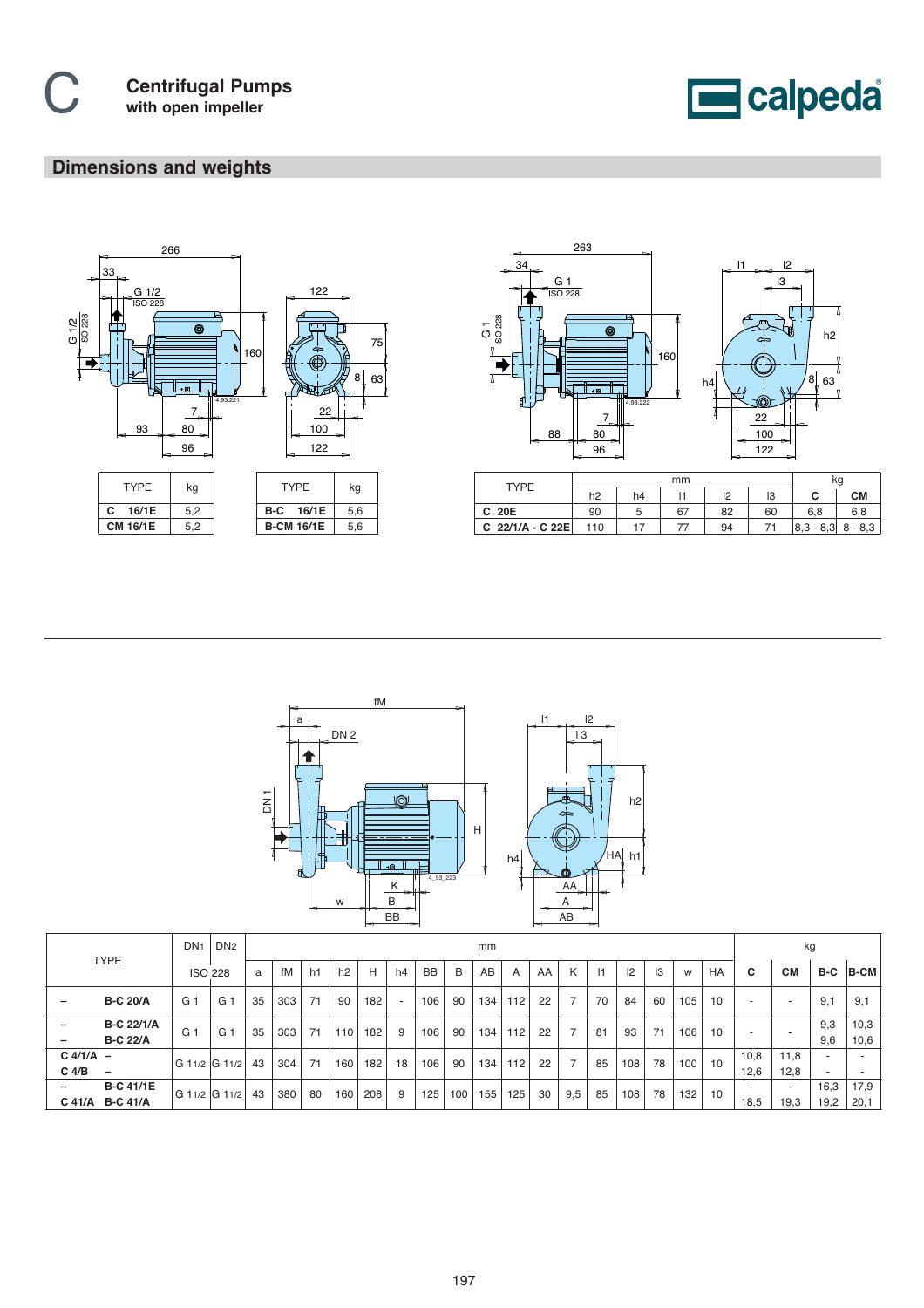# C Centrifugal Pumps with open impeller

## Dimensions and weights

| TYPE | kg |
|---|---|
| **C 16/1E** | 5,2 |
| **CM 16/1E** | 5,2 |

| TYPE | kg |
|---|---|
| **B-C 16/1E** | 5,6 |
| **B-CM 16/1E** | 5,6 |

| TYPE | mm | | | | | kg | |
|---|---|---|---|---|---|---|---|
| | h2 | h4 | l1 | l2 | l3 | C | CM |
| **C 20E** | 90 | 5 | 67 | 82 | 60 | 6,8 | 6,8 |
| **C 22/1/A - C 22E** | 110 | 17 | 77 | 94 | 71 | 8,3 - 8,3 | 8 - 8,3 |

| TYPE | | DN1 | DN2 | mm | | | | | | | | | | | | | | | | | | kg | | | |
|---|---|---|---|---|---|---|---|---|---|---|---|---|---|---|---|---|---|---|---|---|---|---|---|---|---|
| | | ISO 228 | | a | fM | h1 | h2 | H | h4 | BB | B | AB | A | AA | K | l1 | l2 | l3 | w | HA | | C | CM | B-C | B-CM |
| – | **B-C 20/A** | G 1 | G 1 | 35 | 303 | 71 | 90 | 182 | - | 106 | 90 | 134 | 112 | 22 | 7 | 70 | 84 | 60 | 105 | 10 | | - | - | 9,1 | 9,1 |
| – | **B-C 22/1/A** | G 1 | G 1 | 35 | 303 | 71 | 110 | 182 | 9 | 106 | 90 | 134 | 112 | 22 | 7 | 81 | 93 | 71 | 106 | 10 | | - | - | 9,3 | 10,3 |
| – | **B-C 22/A** | | | | | | | | | | | | | | | | | | | | | | | 9,6 | 10,6 |
| **C 4/1/A** | – | G 1 1/2 | G 1 1/2 | 43 | 304 | 71 | 160 | 182 | 18 | 106 | 90 | 134 | 112 | 22 | 7 | 85 | 108 | 78 | 100 | 10 | | 10,8 | 11,8 | - | - |
| **C 4/B** | – | | | | | | | | | | | | | | | | | | | | | 12,6 | 12,8 | - | - |
| – | **B-C 41/1E** | G 1 1/2 | G 1 1/2 | 43 | 380 | 80 | 160 | 208 | 9 | 125 | 100 | 155 | 125 | 30 | 9,5 | 85 | 108 | 78 | 132 | 10 | | - | - | 16,3 | 17,9 |
| **C 41/A** | **B-C 41/A** | | | | | | | | | | | | | | | | | | | | | 18,5 | 19,3 | 19,2 | 20,1 |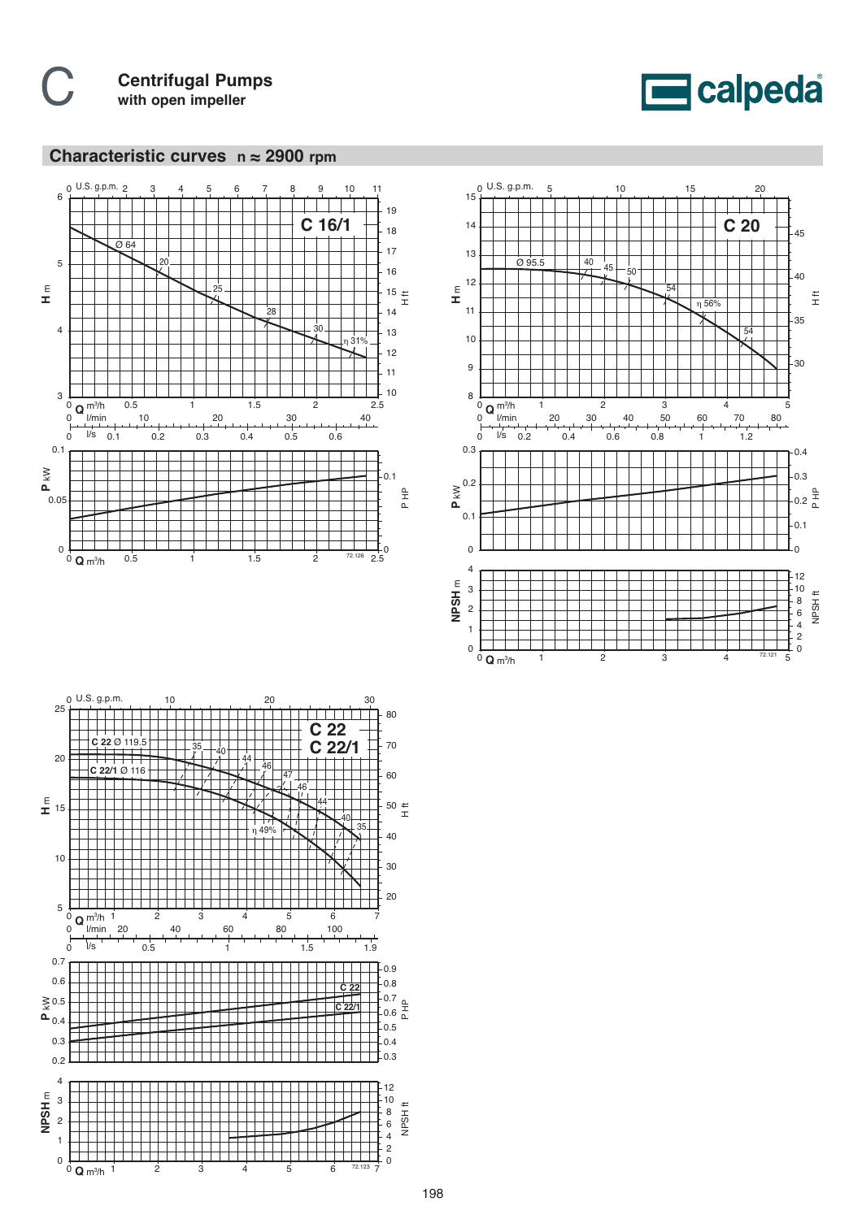# C Centrifugal Pumps

**with open impeller**

calpeda

## Characteristic curves n ≈ 2900 rpm

### C 16/1

Ø 64 — η: 20, 25, 28, 30, 31%

H m / H ft — Q m³/h (0 – 2.5), l/min (0 – 40), l/s (0 – 0.6), U.S. g.p.m. (0 – 11)

P kW / P HP

72.126

### C 20

Ø 95.5 — η: 40, 45, 50, 54, 56%, 54

H m / H ft — Q m³/h (0 – 5), l/min (0 – 80), l/s (0 – 1.2), U.S. g.p.m. (0 – 20)

P kW / P HP

NPSH m / NPSH ft

72.121

### C 22 / C 22/1

C 22 Ø 119.5

C 22/1 Ø 116

η: 35, 40, 44, 46, 47, 49%, 46, 44, 40, 35

H m / H ft — Q m³/h (0 – 7), l/min (0 – 100), l/s (0 – 1.9), U.S. g.p.m. (0 – 30)

P kW / P HP — C 22, C 22/1

NPSH m / NPSH ft

72.123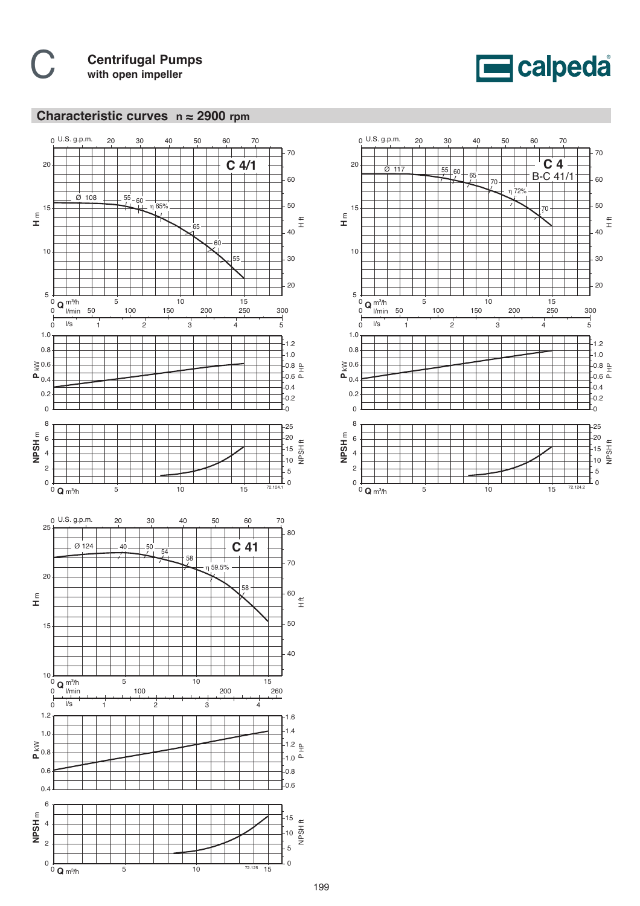# C Centrifugal Pumps with open impeller

## Characteristic curves n ≈ 2900 rpm

### C 4/1

Ø 108 — η 55 – 60 – 65% – 65 – 60 – 55

Axes: Q m³/h (0–15), l/min (0–300), l/s (0–5), U.S. g.p.m. (0–70); H m (5–20), H ft (20–70); P kW (0–1.0), P HP (0–1.2); NPSH m (0–8), NPSH ft (0–25)

72.124.1

### C 4 / B-C 41/1

Ø 117 — η 55 – 60 – 65 – 70 – 72% – 70

Axes: Q m³/h (0–15), l/min (0–300), l/s (0–5), U.S. g.p.m. (0–70); H m (5–20), H ft (20–70); P kW (0–1.0), P HP (0–1.2); NPSH m (0–8), NPSH ft (0–25)

72.124.2

### C 41

Ø 124 — η 40 – 50 – 54 – 58 – 59.5% – 58

Axes: Q m³/h (0–15), l/min (0–260), l/s (0–4), U.S. g.p.m. (0–70); H m (10–25), H ft (40–80); P kW (0.4–1.2), P HP (0.6–1.6); NPSH m (0–6), NPSH ft (0–15)

72.125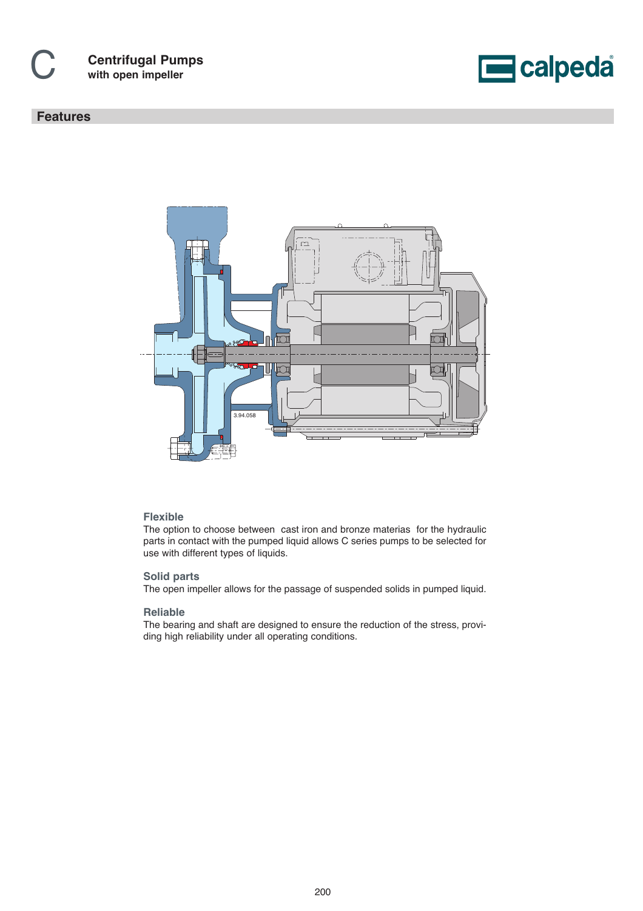# C Centrifugal Pumps with open impeller

## Features

3.94.058

### Flexible

The option to choose between cast iron and bronze materias for the hydraulic parts in contact with the pumped liquid allows C series pumps to be selected for use with different types of liquids.

### Solid parts

The open impeller allows for the passage of suspended solids in pumped liquid.

### Reliable

The bearing and shaft are designed to ensure the reduction of the stress, providing high reliability under all operating conditions.